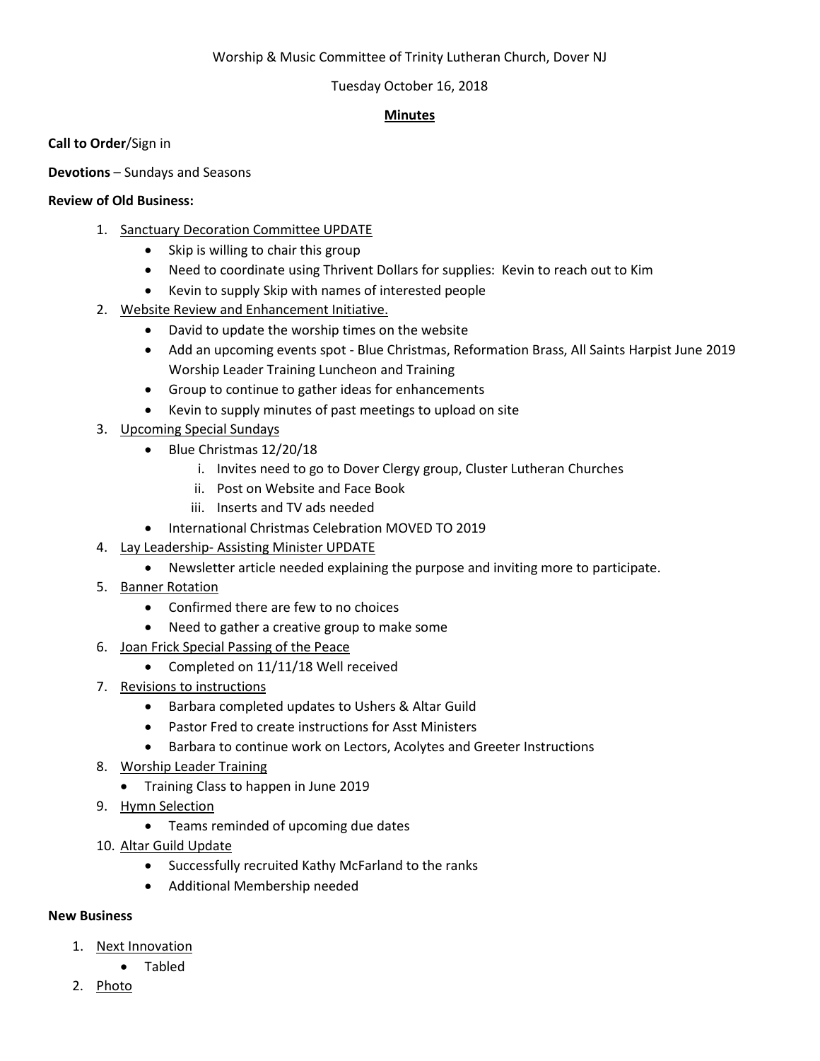Worship & Music Committee of Trinity Lutheran Church, Dover NJ

Tuesday October 16, 2018

**Minutes**

**Call to Order**/Sign in

**Devotions** – Sundays and Seasons

**Review of Old Business:**

1. Sanctuary Decoration Committee UPDATE
   - Skip is willing to chair this group
   - Need to coordinate using Thrivent Dollars for supplies: Kevin to reach out to Kim
   - Kevin to supply Skip with names of interested people
2. Website Review and Enhancement Initiative.
   - David to update the worship times on the website
   - Add an upcoming events spot - Blue Christmas, Reformation Brass, All Saints Harpist June 2019 Worship Leader Training Luncheon and Training
   - Group to continue to gather ideas for enhancements
   - Kevin to supply minutes of past meetings to upload on site
3. Upcoming Special Sundays
   - Blue Christmas 12/20/18
     1. Invites need to go to Dover Clergy group, Cluster Lutheran Churches
     2. Post on Website and Face Book
     3. Inserts and TV ads needed
   - International Christmas Celebration MOVED TO 2019
4. Lay Leadership- Assisting Minister UPDATE
   - Newsletter article needed explaining the purpose and inviting more to participate.
5. Banner Rotation
   - Confirmed there are few to no choices
   - Need to gather a creative group to make some
6. Joan Frick Special Passing of the Peace
   - Completed on 11/11/18 Well received
7. Revisions to instructions
   - Barbara completed updates to Ushers & Altar Guild
   - Pastor Fred to create instructions for Asst Ministers
   - Barbara to continue work on Lectors, Acolytes and Greeter Instructions
8. Worship Leader Training
   - Training Class to happen in June 2019
9. Hymn Selection
   - Teams reminded of upcoming due dates
10. Altar Guild Update
    - Successfully recruited Kathy McFarland to the ranks
    - Additional Membership needed

**New Business**

1. Next Innovation
   - Tabled
2. Photo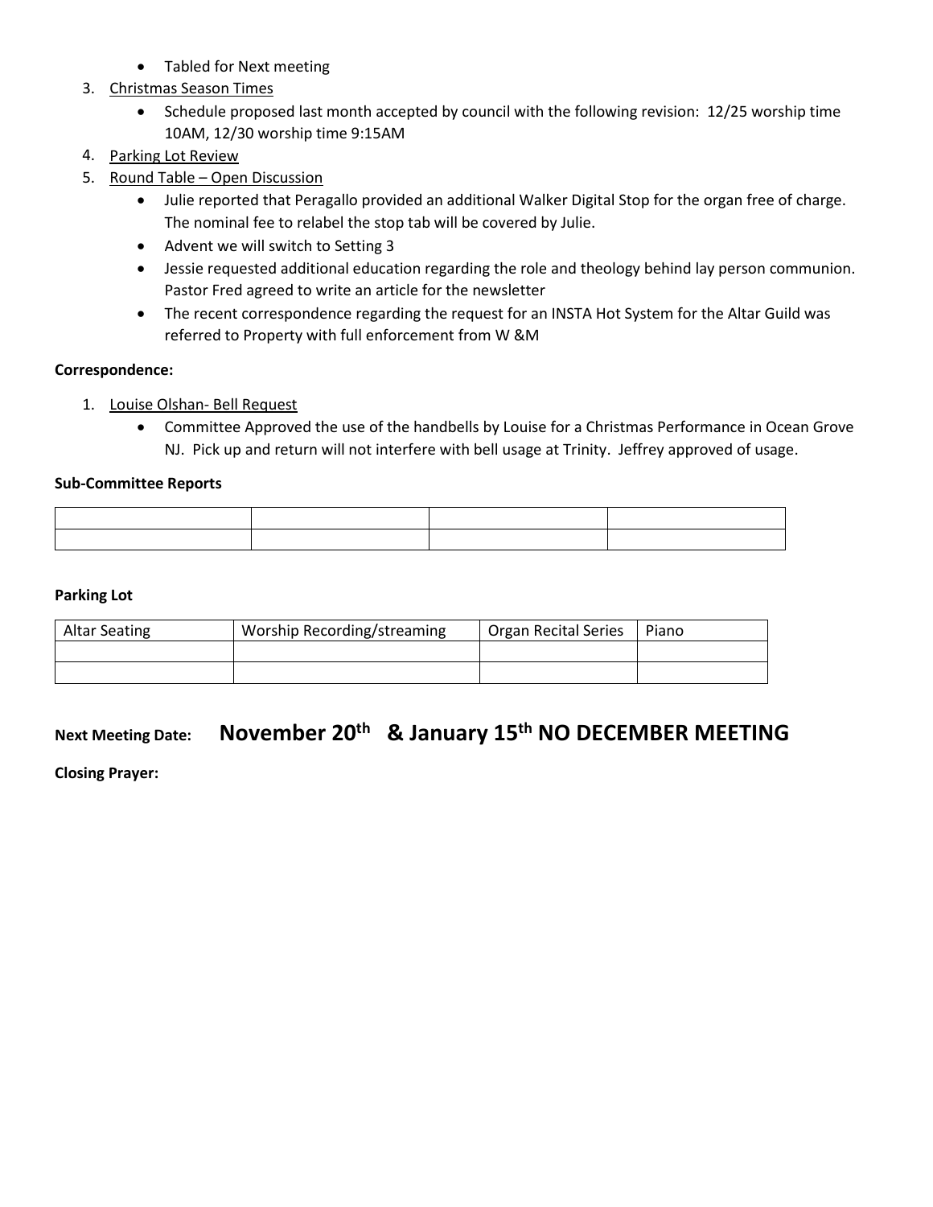- Tabled for Next meeting

3. Christmas Season Times
    - Schedule proposed last month accepted by council with the following revision: 12/25 worship time 10AM, 12/30 worship time 9:15AM
4. Parking Lot Review
5. Round Table – Open Discussion
    - Julie reported that Peragallo provided an additional Walker Digital Stop for the organ free of charge. The nominal fee to relabel the stop tab will be covered by Julie.
    - Advent we will switch to Setting 3
    - Jessie requested additional education regarding the role and theology behind lay person communion. Pastor Fred agreed to write an article for the newsletter
    - The recent correspondence regarding the request for an INSTA Hot System for the Altar Guild was referred to Property with full enforcement from W &M

**Correspondence:**

1. Louise Olshan- Bell Request
    - Committee Approved the use of the handbells by Louise for a Christmas Performance in Ocean Grove NJ. Pick up and return will not interfere with bell usage at Trinity. Jeffrey approved of usage.

**Sub-Committee Reports**

| | | | |
|---|---|---|---|
| | | | |
| | | | |

**Parking Lot**

| Altar Seating | Worship Recording/streaming | Organ Recital Series | Piano |
|---|---|---|---|
| | | | |
| | | | |

**Next Meeting Date:** **November 20th & January 15th NO DECEMBER MEETING**

**Closing Prayer:**